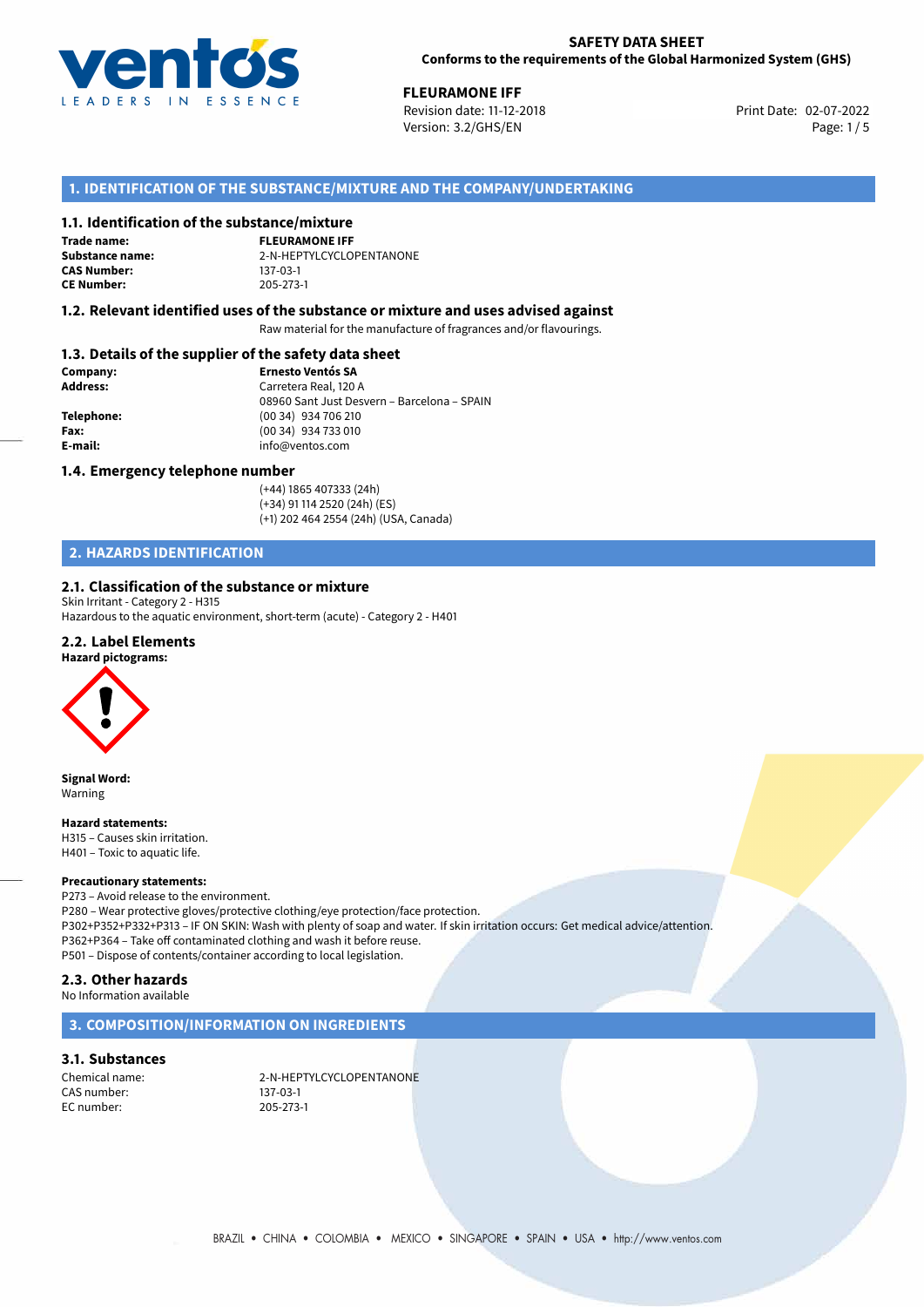**SAFETY DATA SHEET**
**Conforms to the requirements of the Global Harmonized System (GHS)**

**FLEURAMONE IFF**
Revision date: 11-12-2018
Version: 3.2/GHS/EN
Print Date: 02-07-2022

## 1. IDENTIFICATION OF THE SUBSTANCE/MIXTURE AND THE COMPANY/UNDERTAKING

### 1.1. Identification of the substance/mixture

**Trade name:** FLEURAMONE IFF
**Substance name:** 2-N-HEPTYLCYCLOPENTANONE
**CAS Number:** 137-03-1
**CE Number:** 205-273-1

### 1.2. Relevant identified uses of the substance or mixture and uses advised against

Raw material for the manufacture of fragrances and/or flavourings.

### 1.3. Details of the supplier of the safety data sheet

**Company:** Ernesto Ventós SA
**Address:** Carretera Real, 120 A
08960 Sant Just Desvern – Barcelona – SPAIN
**Telephone:** (00 34) 934 706 210
**Fax:** (00 34) 934 733 010
**E-mail:** info@ventos.com

### 1.4. Emergency telephone number

(+44) 1865 407333 (24h)
(+34) 91 114 2520 (24h) (ES)
(+1) 202 464 2554 (24h) (USA, Canada)

## 2. HAZARDS IDENTIFICATION

### 2.1. Classification of the substance or mixture

Skin Irritant - Category 2 - H315
Hazardous to the aquatic environment, short-term (acute) - Category 2 - H401

### 2.2. Label Elements

**Hazard pictograms:**

**Signal Word:**
Warning

**Hazard statements:**
H315 – Causes skin irritation.
H401 – Toxic to aquatic life.

**Precautionary statements:**
P273 – Avoid release to the environment.
P280 – Wear protective gloves/protective clothing/eye protection/face protection.
P302+P352+P332+P313 – IF ON SKIN: Wash with plenty of soap and water. If skin irritation occurs: Get medical advice/attention.
P362+P364 – Take off contaminated clothing and wash it before reuse.
P501 – Dispose of contents/container according to local legislation.

### 2.3. Other hazards

No Information available

## 3. COMPOSITION/INFORMATION ON INGREDIENTS

### 3.1. Substances

Chemical name: 2-N-HEPTYLCYCLOPENTANONE
CAS number: 137-03-1
EC number: 205-273-1

BRAZIL • CHINA • COLOMBIA • MEXICO • SINGAPORE • SPAIN • USA • http://www.ventos.com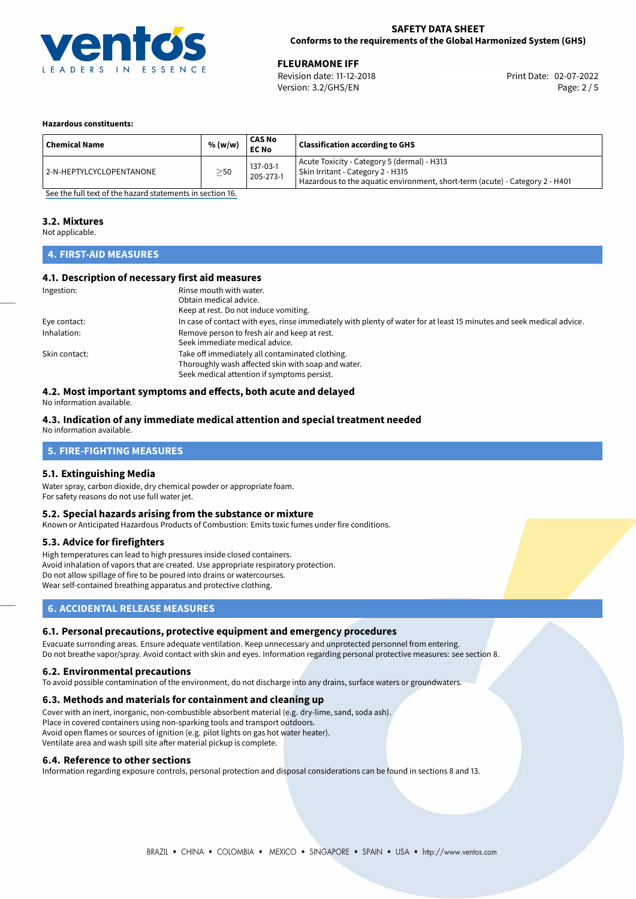**Hazardous constituents:**

| Chemical Name | % (w/w) | CAS No<br>EC No | Classification according to GHS |
|---|---|---|---|
| 2-N-HEPTYLCYCLOPENTANONE | ≥50 | 137-03-1<br>205-273-1 | Acute Toxicity - Category 5 (dermal) - H313<br>Skin Irritant - Category 2 - H315<br>Hazardous to the aquatic environment, short-term (acute) - Category 2 - H401 |

See the full text of the hazard statements in section 16.

### 3.2. Mixtures

Not applicable.

## 4. FIRST-AID MEASURES

### 4.1. Description of necessary first aid measures

Ingestion: Rinse mouth with water.
Obtain medical advice.
Keep at rest. Do not induce vomiting.

Eye contact: In case of contact with eyes, rinse immediately with plenty of water for at least 15 minutes and seek medical advice.

Inhalation: Remove person to fresh air and keep at rest.
Seek immediate medical advice.

Skin contact: Take off immediately all contaminated clothing.
Thoroughly wash affected skin with soap and water.
Seek medical attention if symptoms persist.

### 4.2. Most important symptoms and effects, both acute and delayed

No information available.

### 4.3. Indication of any immediate medical attention and special treatment needed

No information available.

## 5. FIRE-FIGHTING MEASURES

### 5.1. Extinguishing Media

Water spray, carbon dioxide, dry chemical powder or appropriate foam.
For safety reasons do not use full water jet.

### 5.2. Special hazards arising from the substance or mixture

Known or Anticipated Hazardous Products of Combustion: Emits toxic fumes under fire conditions.

### 5.3. Advice for firefighters

High temperatures can lead to high pressures inside closed containers.
Avoid inhalation of vapors that are created. Use appropriate respiratory protection.
Do not allow spillage of fire to be poured into drains or watercourses.
Wear self-contained breathing apparatus and protective clothing.

## 6. ACCIDENTAL RELEASE MEASURES

### 6.1. Personal precautions, protective equipment and emergency procedures

Evacuate surrounding areas. Ensure adequate ventilation. Keep unnecessary and unprotected personnel from entering.
Do not breathe vapor/spray. Avoid contact with skin and eyes. Information regarding personal protective measures: see section 8.

### 6.2. Environmental precautions

To avoid possible contamination of the environment, do not discharge into any drains, surface waters or groundwaters.

### 6.3. Methods and materials for containment and cleaning up

Cover with an inert, inorganic, non-combustible absorbent material (e.g. dry-lime, sand, soda ash).
Place in covered containers using non-sparking tools and transport outdoors.
Avoid open flames or sources of ignition (e.g. pilot lights on gas hot water heater).
Ventilate area and wash spill site after material pickup is complete.

### 6.4. Reference to other sections

Information regarding exposure controls, personal protection and disposal considerations can be found in sections 8 and 13.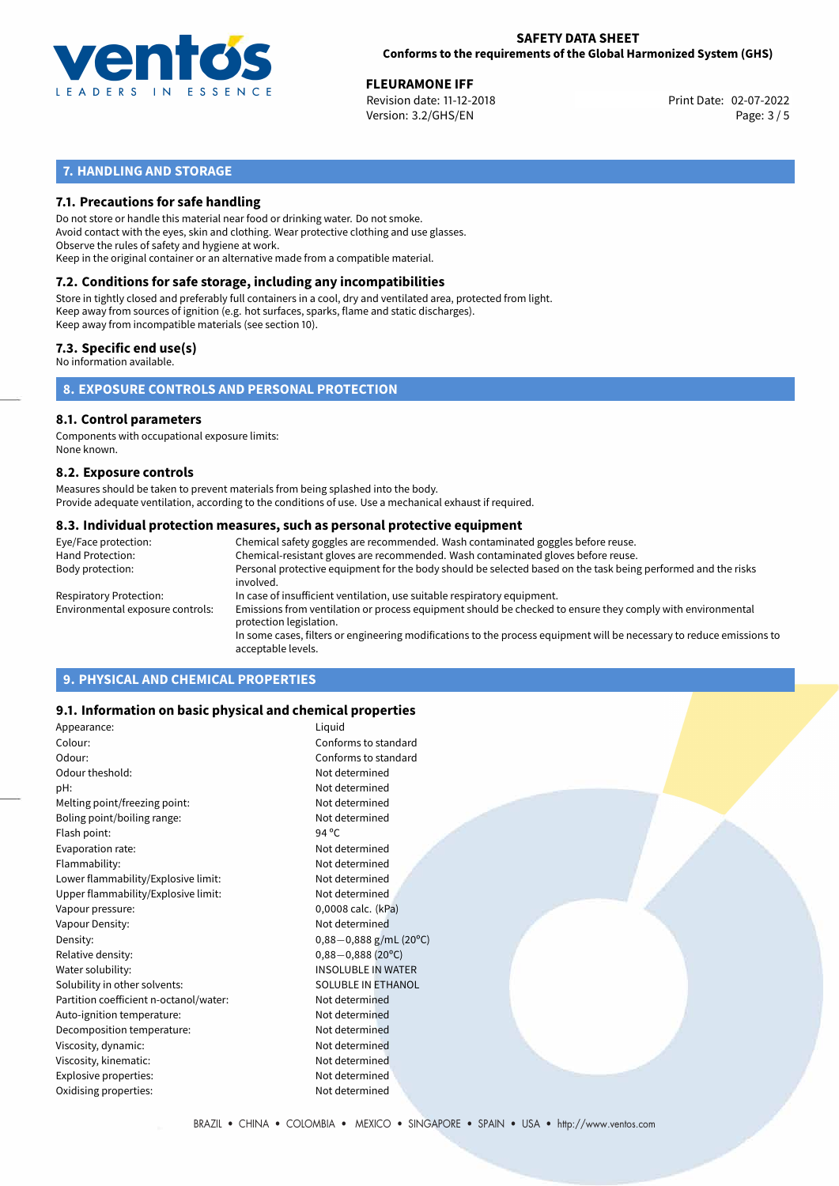## 7. HANDLING AND STORAGE

### 7.1. Precautions for safe handling

Do not store or handle this material near food or drinking water. Do not smoke.
Avoid contact with the eyes, skin and clothing. Wear protective clothing and use glasses.
Observe the rules of safety and hygiene at work.
Keep in the original container or an alternative made from a compatible material.

### 7.2. Conditions for safe storage, including any incompatibilities

Store in tightly closed and preferably full containers in a cool, dry and ventilated area, protected from light.
Keep away from sources of ignition (e.g. hot surfaces, sparks, flame and static discharges).
Keep away from incompatible materials (see section 10).

### 7.3. Specific end use(s)

No information available.

## 8. EXPOSURE CONTROLS AND PERSONAL PROTECTION

### 8.1. Control parameters

Components with occupational exposure limits:
None known.

### 8.2. Exposure controls

Measures should be taken to prevent materials from being splashed into the body.
Provide adequate ventilation, according to the conditions of use. Use a mechanical exhaust if required.

### 8.3. Individual protection measures, such as personal protective equipment

| | |
|---|---|
| Eye/Face protection: | Chemical safety goggles are recommended. Wash contaminated goggles before reuse. |
| Hand Protection: | Chemical-resistant gloves are recommended. Wash contaminated gloves before reuse. |
| Body protection: | Personal protective equipment for the body should be selected based on the task being performed and the risks involved. |
| Respiratory Protection: | In case of insufficient ventilation, use suitable respiratory equipment. |
| Environmental exposure controls: | Emissions from ventilation or process equipment should be checked to ensure they comply with environmental protection legislation. In some cases, filters or engineering modifications to the process equipment will be necessary to reduce emissions to acceptable levels. |

## 9. PHYSICAL AND CHEMICAL PROPERTIES

### 9.1. Information on basic physical and chemical properties

| | |
|---|---|
| Appearance: | Liquid |
| Colour: | Conforms to standard |
| Odour: | Conforms to standard |
| Odour theshold: | Not determined |
| pH: | Not determined |
| Melting point/freezing point: | Not determined |
| Boling point/boiling range: | Not determined |
| Flash point: | 94 °C |
| Evaporation rate: | Not determined |
| Flammability: | Not determined |
| Lower flammability/Explosive limit: | Not determined |
| Upper flammability/Explosive limit: | Not determined |
| Vapour pressure: | 0,0008 calc. (kPa) |
| Vapour Density: | Not determined |
| Density: | 0,88−0,888 g/mL (20°C) |
| Relative density: | 0,88−0,888 (20°C) |
| Water solubility: | INSOLUBLE IN WATER |
| Solubility in other solvents: | SOLUBLE IN ETHANOL |
| Partition coefficient n-octanol/water: | Not determined |
| Auto-ignition temperature: | Not determined |
| Decomposition temperature: | Not determined |
| Viscosity, dynamic: | Not determined |
| Viscosity, kinematic: | Not determined |
| Explosive properties: | Not determined |
| Oxidising properties: | Not determined |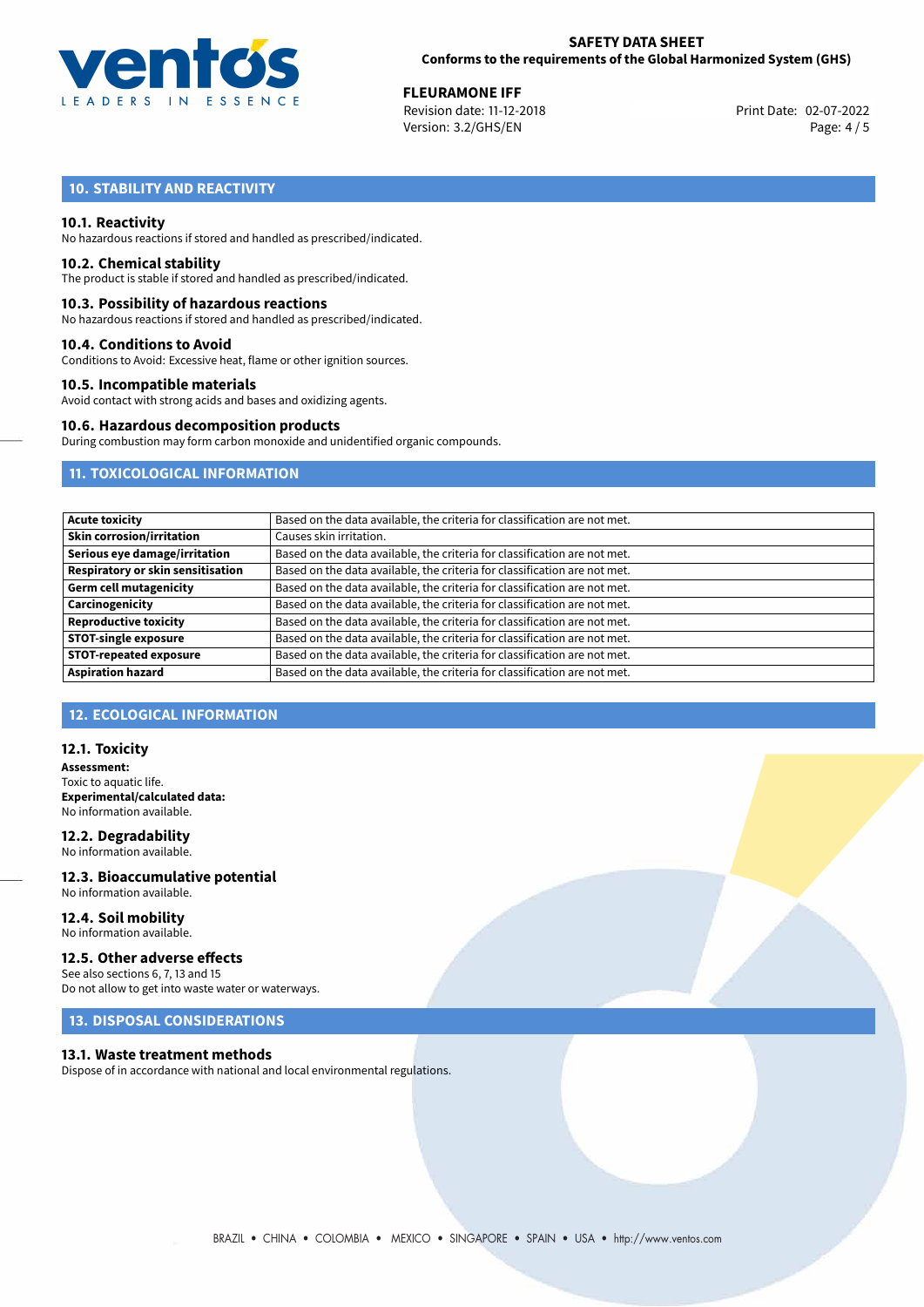## 10. STABILITY AND REACTIVITY

### 10.1. Reactivity
No hazardous reactions if stored and handled as prescribed/indicated.

### 10.2. Chemical stability
The product is stable if stored and handled as prescribed/indicated.

### 10.3. Possibility of hazardous reactions
No hazardous reactions if stored and handled as prescribed/indicated.

### 10.4. Conditions to Avoid
Conditions to Avoid: Excessive heat, flame or other ignition sources.

### 10.5. Incompatible materials
Avoid contact with strong acids and bases and oxidizing agents.

### 10.6. Hazardous decomposition products
During combustion may form carbon monoxide and unidentified organic compounds.

## 11. TOXICOLOGICAL INFORMATION

| | |
|---|---|
| **Acute toxicity** | Based on the data available, the criteria for classification are not met. |
| **Skin corrosion/irritation** | Causes skin irritation. |
| **Serious eye damage/irritation** | Based on the data available, the criteria for classification are not met. |
| **Respiratory or skin sensitisation** | Based on the data available, the criteria for classification are not met. |
| **Germ cell mutagenicity** | Based on the data available, the criteria for classification are not met. |
| **Carcinogenicity** | Based on the data available, the criteria for classification are not met. |
| **Reproductive toxicity** | Based on the data available, the criteria for classification are not met. |
| **STOT-single exposure** | Based on the data available, the criteria for classification are not met. |
| **STOT-repeated exposure** | Based on the data available, the criteria for classification are not met. |
| **Aspiration hazard** | Based on the data available, the criteria for classification are not met. |

## 12. ECOLOGICAL INFORMATION

### 12.1. Toxicity
**Assessment:**
Toxic to aquatic life.
**Experimental/calculated data:**
No information available.

### 12.2. Degradability
No information available.

### 12.3. Bioaccumulative potential
No information available.

### 12.4. Soil mobility
No information available.

### 12.5. Other adverse effects
See also sections 6, 7, 13 and 15
Do not allow to get into waste water or waterways.

## 13. DISPOSAL CONSIDERATIONS

### 13.1. Waste treatment methods
Dispose of in accordance with national and local environmental regulations.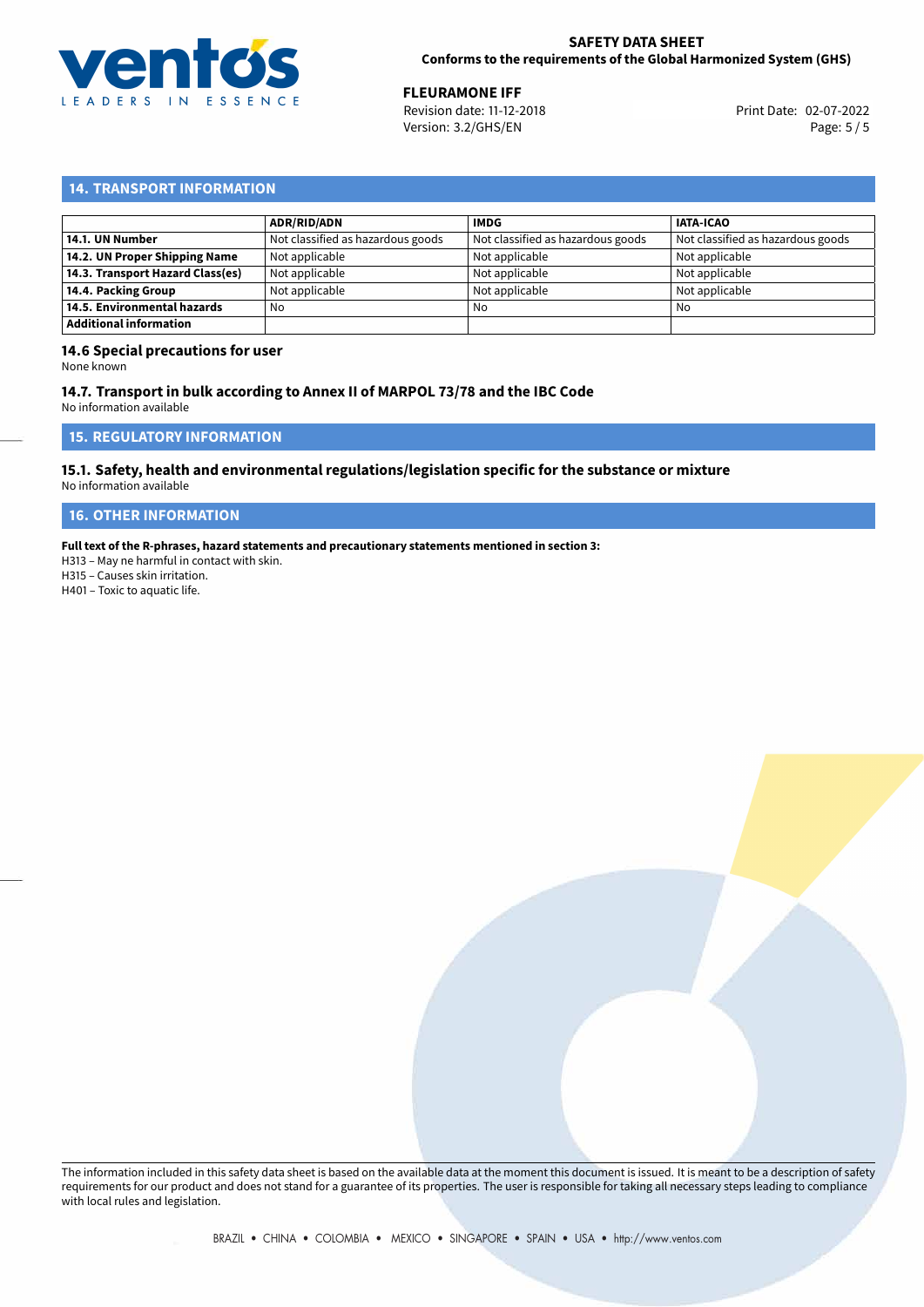## 14. TRANSPORT INFORMATION

| | ADR/RID/ADN | IMDG | IATA-ICAO |
|---|---|---|---|
| **14.1. UN Number** | Not classified as hazardous goods | Not classified as hazardous goods | Not classified as hazardous goods |
| **14.2. UN Proper Shipping Name** | Not applicable | Not applicable | Not applicable |
| **14.3. Transport Hazard Class(es)** | Not applicable | Not applicable | Not applicable |
| **14.4. Packing Group** | Not applicable | Not applicable | Not applicable |
| **14.5. Environmental hazards** | No | No | No |
| **Additional information** | | | |

### 14.6 Special precautions for user

None known

### 14.7. Transport in bulk according to Annex II of MARPOL 73/78 and the IBC Code

No information available

## 15. REGULATORY INFORMATION

### 15.1. Safety, health and environmental regulations/legislation specific for the substance or mixture

No information available

## 16. OTHER INFORMATION

**Full text of the R-phrases, hazard statements and precautionary statements mentioned in section 3:**

H313 – May ne harmful in contact with skin.
H315 – Causes skin irritation.
H401 – Toxic to aquatic life.

The information included in this safety data sheet is based on the available data at the moment this document is issued. It is meant to be a description of safety requirements for our product and does not stand for a guarantee of its properties. The user is responsible for taking all necessary steps leading to compliance with local rules and legislation.